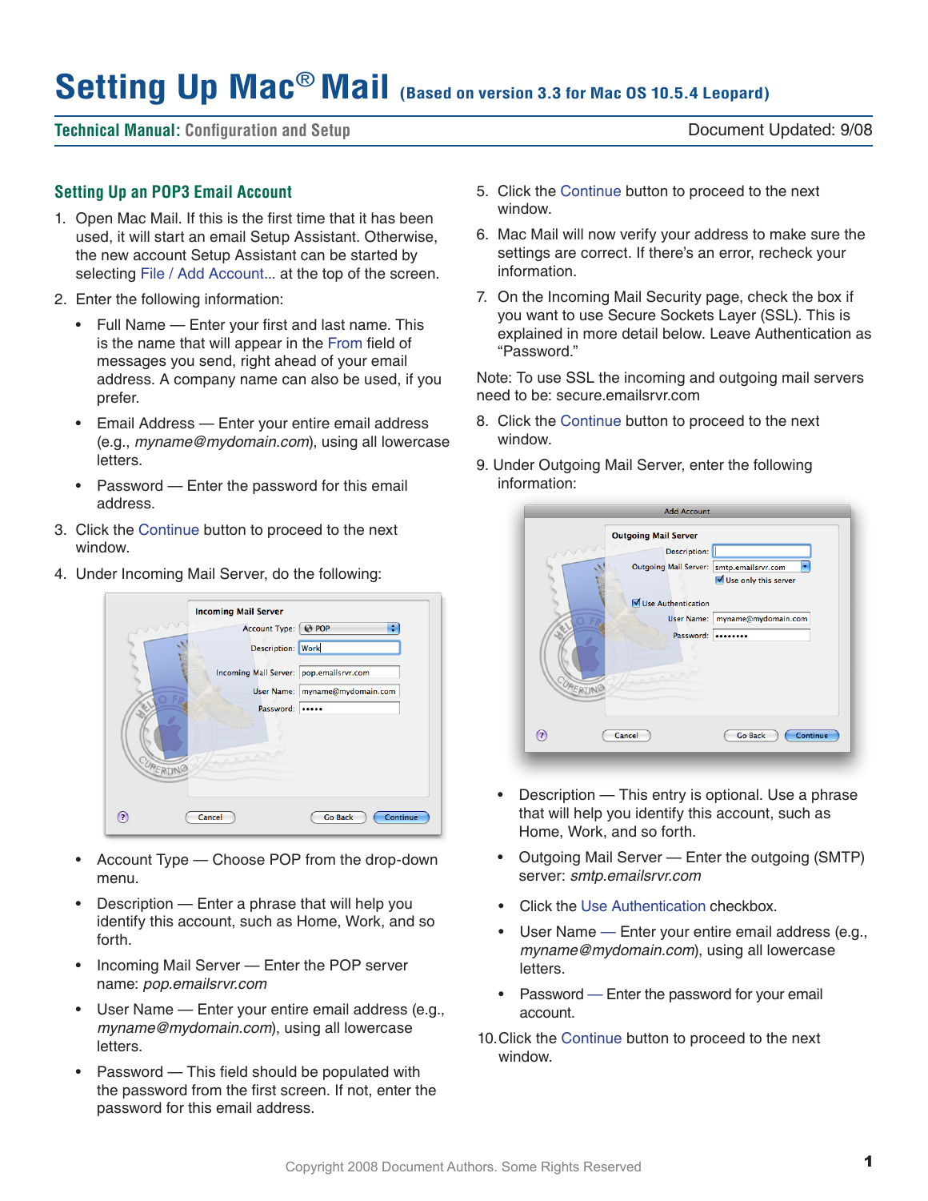# Setting Up Mac® Mail (Based on version 3.3 for Mac OS 10.5.4 Leopard)

**Technical Manual:** Configuration and Setup

Document Updated: 9/08

## Setting Up an POP3 Email Account

1. Open Mac Mail. If this is the first time that it has been used, it will start an email Setup Assistant. Otherwise, the new account Setup Assistant can be started by selecting File / Add Account... at the top of the screen.

2. Enter the following information:

   - Full Name — Enter your first and last name. This is the name that will appear in the From field of messages you send, right ahead of your email address. A company name can also be used, if you prefer.
   - Email Address — Enter your entire email address (e.g., *myname@mydomain.com*), using all lowercase letters.
   - Password — Enter the password for this email address.

3. Click the Continue button to proceed to the next window.

4. Under Incoming Mail Server, do the following:

   - Account Type — Choose POP from the drop-down menu.
   - Description — Enter a phrase that will help you identify this account, such as Home, Work, and so forth.
   - Incoming Mail Server — Enter the POP server name: *pop.emailsrvr.com*
   - User Name — Enter your entire email address (e.g., *myname@mydomain.com*), using all lowercase letters.
   - Password — This field should be populated with the password from the first screen. If not, enter the password for this email address.

5. Click the Continue button to proceed to the next window.

6. Mac Mail will now verify your address to make sure the settings are correct. If there's an error, recheck your information.

7. On the Incoming Mail Security page, check the box if you want to use Secure Sockets Layer (SSL). This is explained in more detail below. Leave Authentication as "Password."

Note: To use SSL the incoming and outgoing mail servers need to be: secure.emailsrvr.com

8. Click the Continue button to proceed to the next window.

9. Under Outgoing Mail Server, enter the following information:

   - Description — This entry is optional. Use a phrase that will help you identify this account, such as Home, Work, and so forth.
   - Outgoing Mail Server — Enter the outgoing (SMTP) server: *smtp.emailsrvr.com*
   - Click the Use Authentication checkbox.
   - User Name — Enter your entire email address (e.g., *myname@mydomain.com*), using all lowercase letters.
   - Password — Enter the password for your email account.

10. Click the Continue button to proceed to the next window.

Copyright 2008 Document Authors. Some Rights Reserved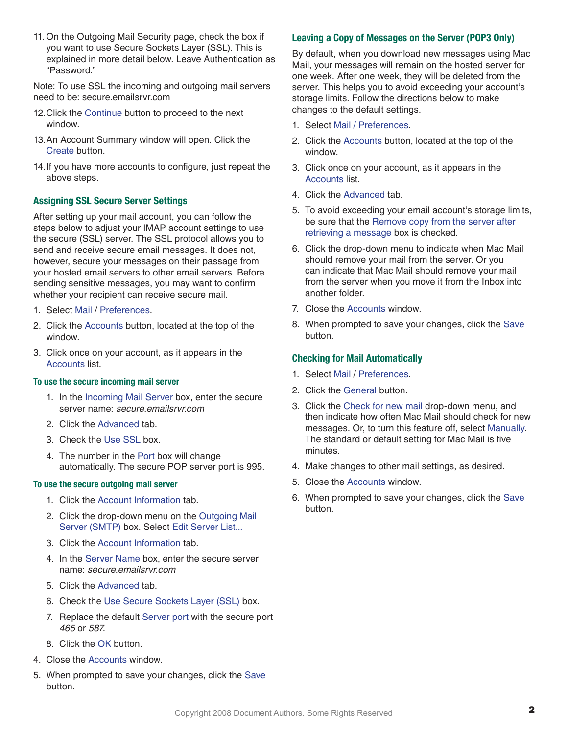11. On the Outgoing Mail Security page, check the box if you want to use Secure Sockets Layer (SSL). This is explained in more detail below. Leave Authentication as "Password."

Note: To use SSL the incoming and outgoing mail servers need to be: secure.emailsrvr.com

12. Click the Continue button to proceed to the next window.
13. An Account Summary window will open. Click the Create button.
14. If you have more accounts to configure, just repeat the above steps.

## Assigning SSL Secure Server Settings

After setting up your mail account, you can follow the steps below to adjust your IMAP account settings to use the secure (SSL) server. The SSL protocol allows you to send and receive secure email messages. It does not, however, secure your messages on their passage from your hosted email servers to other email servers. Before sending sensitive messages, you may want to confirm whether your recipient can receive secure mail.

1. Select Mail / Preferences.
2. Click the Accounts button, located at the top of the window.
3. Click once on your account, as it appears in the Accounts list.

### To use the secure incoming mail server

1. In the Incoming Mail Server box, enter the secure server name: *secure.emailsrvr.com*
2. Click the Advanced tab.
3. Check the Use SSL box.
4. The number in the Port box will change automatically. The secure POP server port is 995.

### To use the secure outgoing mail server

1. Click the Account Information tab.
2. Click the drop-down menu on the Outgoing Mail Server (SMTP) box. Select Edit Server List...
3. Click the Account Information tab.
4. In the Server Name box, enter the secure server name: *secure.emailsrvr.com*
5. Click the Advanced tab.
6. Check the Use Secure Sockets Layer (SSL) box.
7. Replace the default Server port with the secure port *465* or *587*.
8. Click the OK button.

4. Close the Accounts window.
5. When prompted to save your changes, click the Save button.

## Leaving a Copy of Messages on the Server (POP3 Only)

By default, when you download new messages using Mac Mail, your messages will remain on the hosted server for one week. After one week, they will be deleted from the server. This helps you to avoid exceeding your account's storage limits. Follow the directions below to make changes to the default settings.

1. Select Mail / Preferences.
2. Click the Accounts button, located at the top of the window.
3. Click once on your account, as it appears in the Accounts list.
4. Click the Advanced tab.
5. To avoid exceeding your email account's storage limits, be sure that the Remove copy from the server after retrieving a message box is checked.
6. Click the drop-down menu to indicate when Mac Mail should remove your mail from the server. Or you can indicate that Mac Mail should remove your mail from the server when you move it from the Inbox into another folder.
7. Close the Accounts window.
8. When prompted to save your changes, click the Save button.

## Checking for Mail Automatically

1. Select Mail / Preferences.
2. Click the General button.
3. Click the Check for new mail drop-down menu, and then indicate how often Mac Mail should check for new messages. Or, to turn this feature off, select Manually. The standard or default setting for Mac Mail is five minutes.
4. Make changes to other mail settings, as desired.
5. Close the Accounts window.
6. When prompted to save your changes, click the Save button.

Copyright 2008 Document Authors. Some Rights Reserved